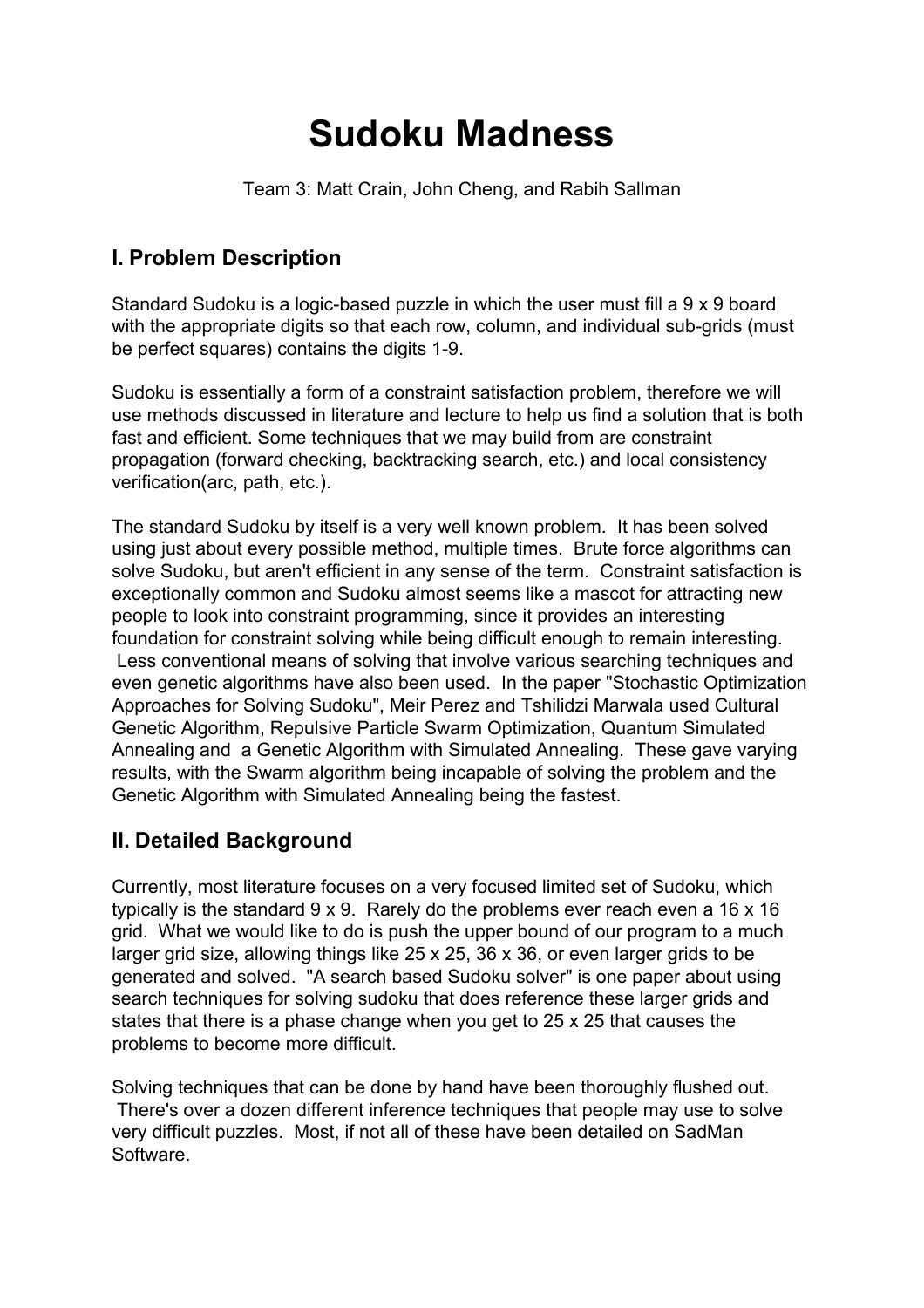# Sudoku Madness

Team 3: Matt Crain, John Cheng, and Rabih Sallman

## I. Problem Description

Standard Sudoku is a logic-based puzzle in which the user must fill a 9 x 9 board with the appropriate digits so that each row, column, and individual sub-grids (must be perfect squares) contains the digits 1-9.

Sudoku is essentially a form of a constraint satisfaction problem, therefore we will use methods discussed in literature and lecture to help us find a solution that is both fast and efficient. Some techniques that we may build from are constraint propagation (forward checking, backtracking search, etc.) and local consistency verification(arc, path, etc.).

The standard Sudoku by itself is a very well known problem. It has been solved using just about every possible method, multiple times. Brute force algorithms can solve Sudoku, but aren't efficient in any sense of the term. Constraint satisfaction is exceptionally common and Sudoku almost seems like a mascot for attracting new people to look into constraint programming, since it provides an interesting foundation for constraint solving while being difficult enough to remain interesting. Less conventional means of solving that involve various searching techniques and even genetic algorithms have also been used. In the paper "Stochastic Optimization Approaches for Solving Sudoku", Meir Perez and Tshilidzi Marwala used Cultural Genetic Algorithm, Repulsive Particle Swarm Optimization, Quantum Simulated Annealing and a Genetic Algorithm with Simulated Annealing. These gave varying results, with the Swarm algorithm being incapable of solving the problem and the Genetic Algorithm with Simulated Annealing being the fastest.

## II. Detailed Background

Currently, most literature focuses on a very focused limited set of Sudoku, which typically is the standard 9 x 9. Rarely do the problems ever reach even a 16 x 16 grid. What we would like to do is push the upper bound of our program to a much larger grid size, allowing things like 25 x 25, 36 x 36, or even larger grids to be generated and solved. "A search based Sudoku solver" is one paper about using search techniques for solving sudoku that does reference these larger grids and states that there is a phase change when you get to 25 x 25 that causes the problems to become more difficult.

Solving techniques that can be done by hand have been thoroughly flushed out. There's over a dozen different inference techniques that people may use to solve very difficult puzzles. Most, if not all of these have been detailed on SadMan Software.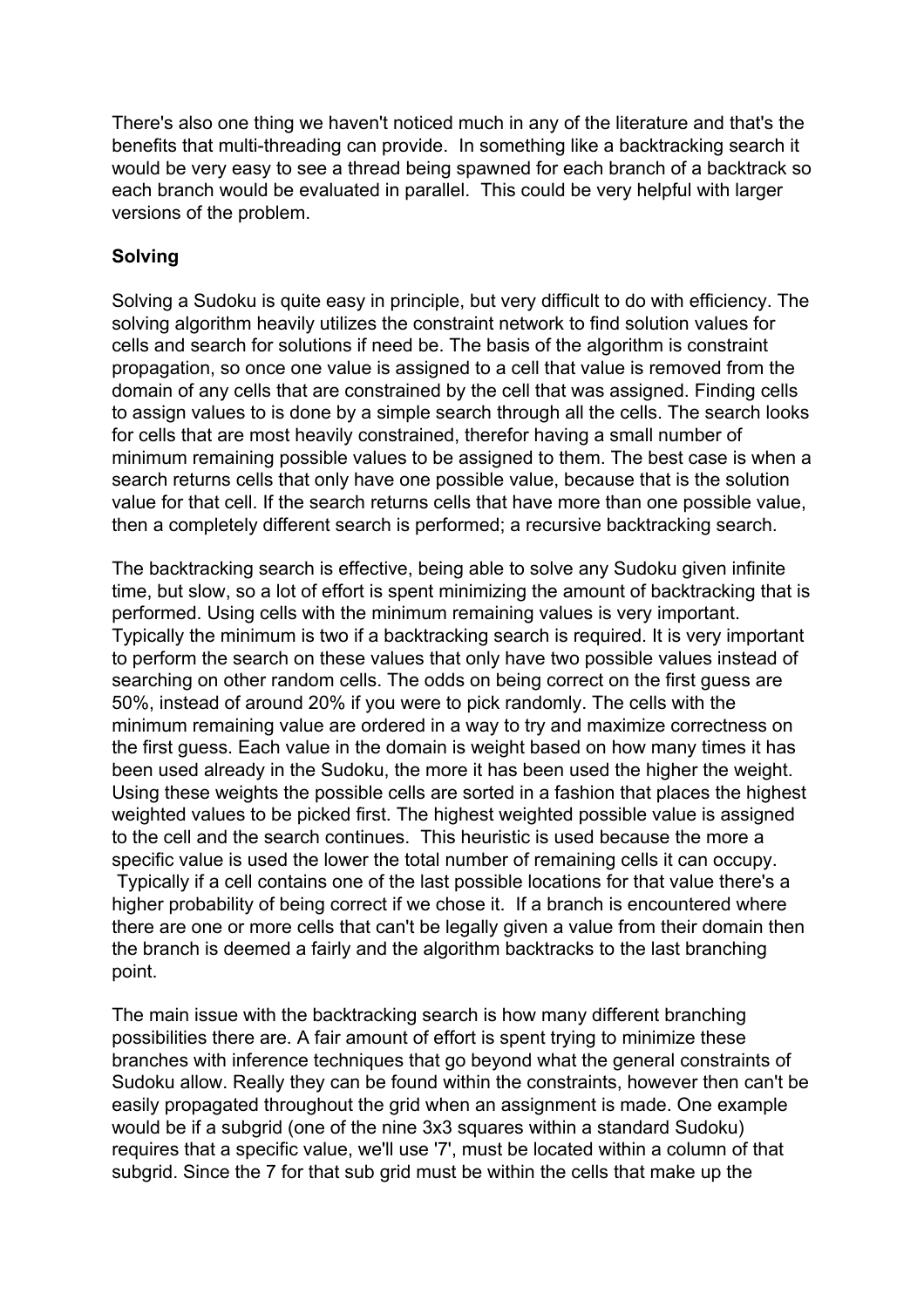There's also one thing we haven't noticed much in any of the literature and that's the benefits that multi-threading can provide. In something like a backtracking search it would be very easy to see a thread being spawned for each branch of a backtrack so each branch would be evaluated in parallel. This could be very helpful with larger versions of the problem.

**Solving**

Solving a Sudoku is quite easy in principle, but very difficult to do with efficiency. The solving algorithm heavily utilizes the constraint network to find solution values for cells and search for solutions if need be. The basis of the algorithm is constraint propagation, so once one value is assigned to a cell that value is removed from the domain of any cells that are constrained by the cell that was assigned. Finding cells to assign values to is done by a simple search through all the cells. The search looks for cells that are most heavily constrained, therefor having a small number of minimum remaining possible values to be assigned to them. The best case is when a search returns cells that only have one possible value, because that is the solution value for that cell. If the search returns cells that have more than one possible value, then a completely different search is performed; a recursive backtracking search.

The backtracking search is effective, being able to solve any Sudoku given infinite time, but slow, so a lot of effort is spent minimizing the amount of backtracking that is performed. Using cells with the minimum remaining values is very important. Typically the minimum is two if a backtracking search is required. It is very important to perform the search on these values that only have two possible values instead of searching on other random cells. The odds on being correct on the first guess are 50%, instead of around 20% if you were to pick randomly. The cells with the minimum remaining value are ordered in a way to try and maximize correctness on the first guess. Each value in the domain is weight based on how many times it has been used already in the Sudoku, the more it has been used the higher the weight. Using these weights the possible cells are sorted in a fashion that places the highest weighted values to be picked first. The highest weighted possible value is assigned to the cell and the search continues. This heuristic is used because the more a specific value is used the lower the total number of remaining cells it can occupy. Typically if a cell contains one of the last possible locations for that value there's a higher probability of being correct if we chose it. If a branch is encountered where there are one or more cells that can't be legally given a value from their domain then the branch is deemed a fairly and the algorithm backtracks to the last branching point.

The main issue with the backtracking search is how many different branching possibilities there are. A fair amount of effort is spent trying to minimize these branches with inference techniques that go beyond what the general constraints of Sudoku allow. Really they can be found within the constraints, however then can't be easily propagated throughout the grid when an assignment is made. One example would be if a subgrid (one of the nine 3x3 squares within a standard Sudoku) requires that a specific value, we'll use '7', must be located within a column of that subgrid. Since the 7 for that sub grid must be within the cells that make up the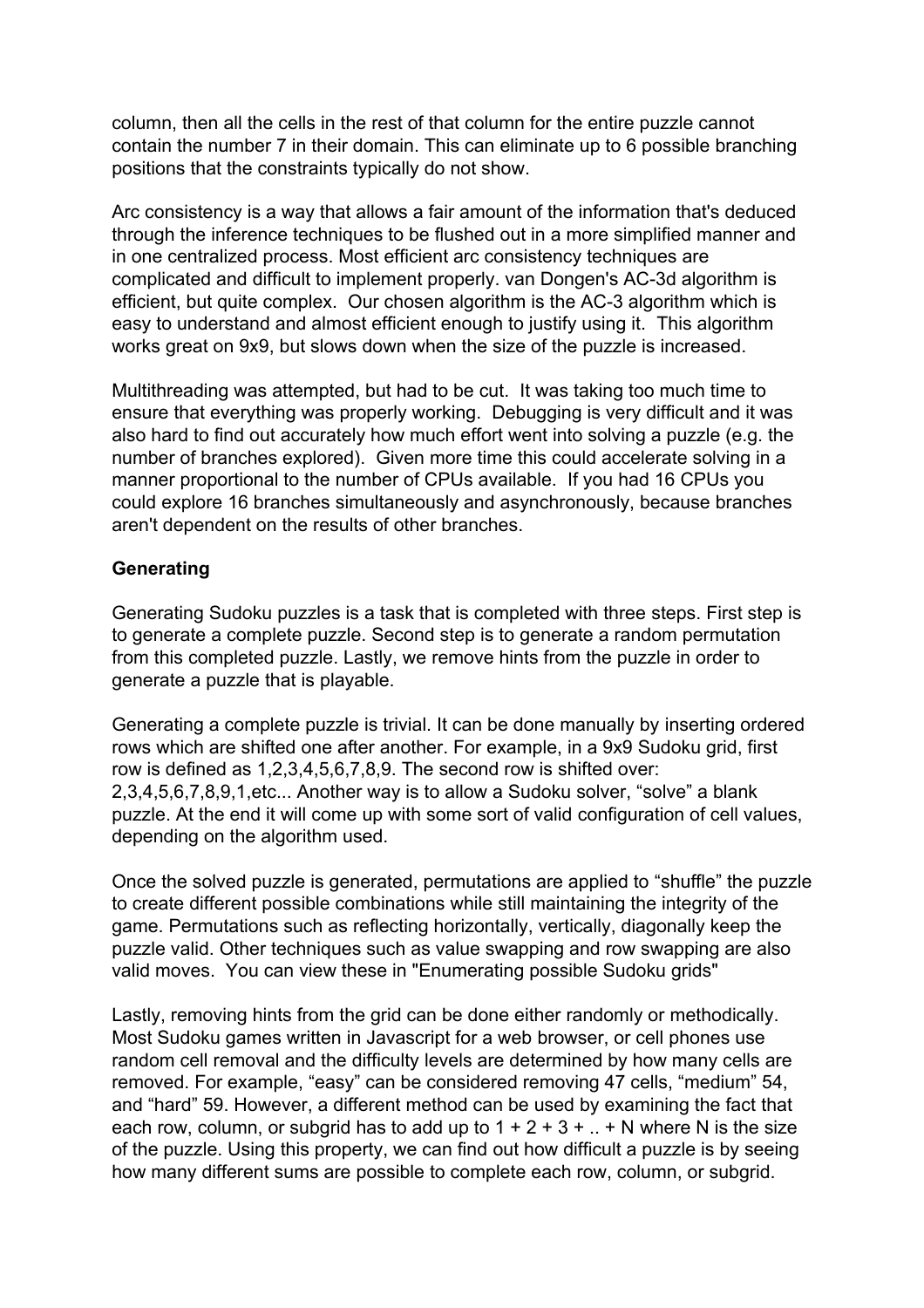column, then all the cells in the rest of that column for the entire puzzle cannot contain the number 7 in their domain. This can eliminate up to 6 possible branching positions that the constraints typically do not show.

Arc consistency is a way that allows a fair amount of the information that's deduced through the inference techniques to be flushed out in a more simplified manner and in one centralized process. Most efficient arc consistency techniques are complicated and difficult to implement properly. van Dongen's AC-3d algorithm is efficient, but quite complex. Our chosen algorithm is the AC-3 algorithm which is easy to understand and almost efficient enough to justify using it. This algorithm works great on 9x9, but slows down when the size of the puzzle is increased.

Multithreading was attempted, but had to be cut. It was taking too much time to ensure that everything was properly working. Debugging is very difficult and it was also hard to find out accurately how much effort went into solving a puzzle (e.g. the number of branches explored). Given more time this could accelerate solving in a manner proportional to the number of CPUs available. If you had 16 CPUs you could explore 16 branches simultaneously and asynchronously, because branches aren't dependent on the results of other branches.

**Generating**

Generating Sudoku puzzles is a task that is completed with three steps. First step is to generate a complete puzzle. Second step is to generate a random permutation from this completed puzzle. Lastly, we remove hints from the puzzle in order to generate a puzzle that is playable.

Generating a complete puzzle is trivial. It can be done manually by inserting ordered rows which are shifted one after another. For example, in a 9x9 Sudoku grid, first row is defined as 1,2,3,4,5,6,7,8,9. The second row is shifted over: 2,3,4,5,6,7,8,9,1,etc... Another way is to allow a Sudoku solver, “solve” a blank puzzle. At the end it will come up with some sort of valid configuration of cell values, depending on the algorithm used.

Once the solved puzzle is generated, permutations are applied to “shuffle” the puzzle to create different possible combinations while still maintaining the integrity of the game. Permutations such as reflecting horizontally, vertically, diagonally keep the puzzle valid. Other techniques such as value swapping and row swapping are also valid moves. You can view these in "Enumerating possible Sudoku grids"

Lastly, removing hints from the grid can be done either randomly or methodically. Most Sudoku games written in Javascript for a web browser, or cell phones use random cell removal and the difficulty levels are determined by how many cells are removed. For example, “easy” can be considered removing 47 cells, “medium” 54, and “hard” 59. However, a different method can be used by examining the fact that each row, column, or subgrid has to add up to $1 + 2 + 3 + .. + N$ where N is the size of the puzzle. Using this property, we can find out how difficult a puzzle is by seeing how many different sums are possible to complete each row, column, or subgrid.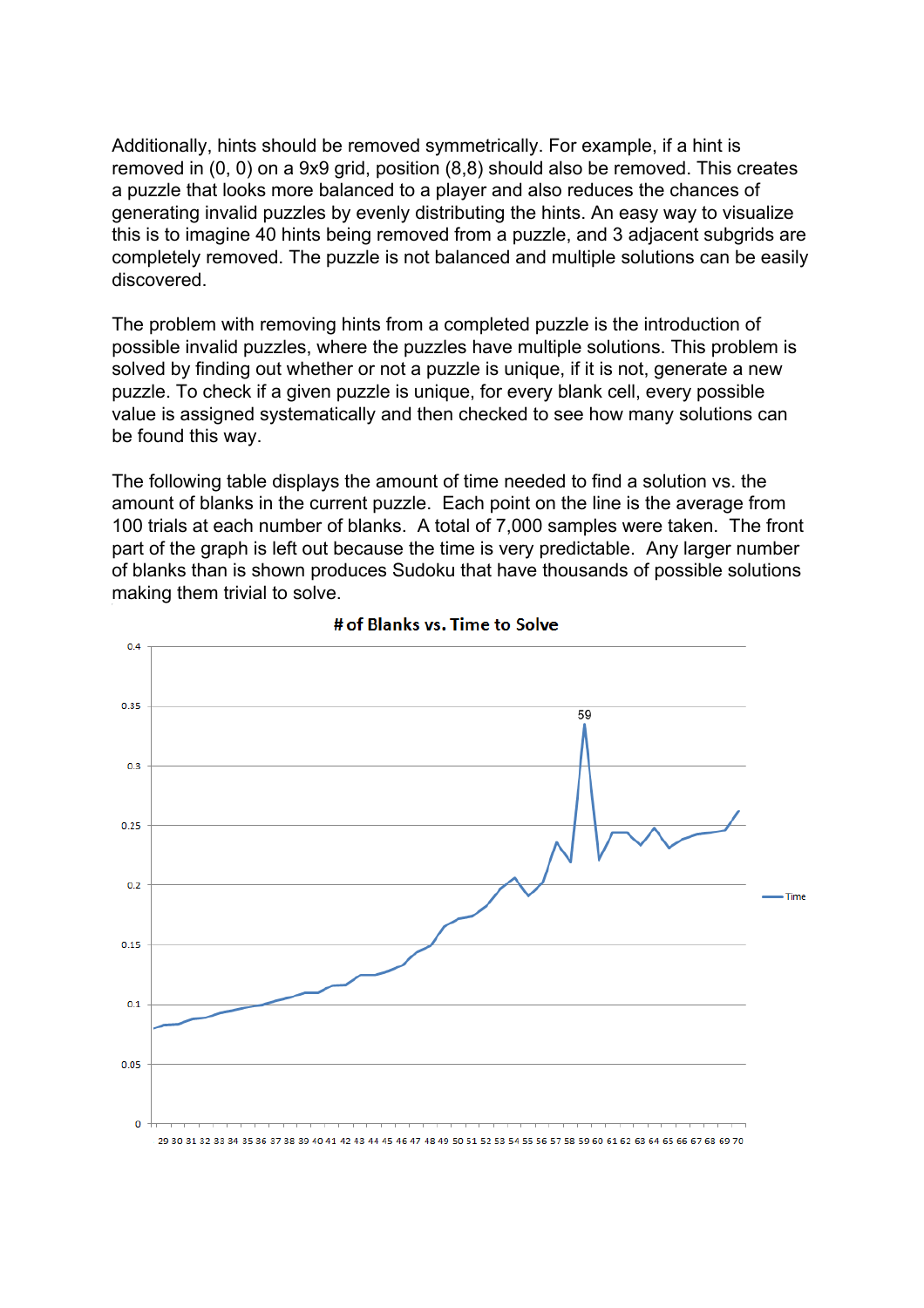Additionally, hints should be removed symmetrically. For example, if a hint is removed in (0, 0) on a 9x9 grid, position (8,8) should also be removed. This creates a puzzle that looks more balanced to a player and also reduces the chances of generating invalid puzzles by evenly distributing the hints. An easy way to visualize this is to imagine 40 hints being removed from a puzzle, and 3 adjacent subgrids are completely removed. The puzzle is not balanced and multiple solutions can be easily discovered.

The problem with removing hints from a completed puzzle is the introduction of possible invalid puzzles, where the puzzles have multiple solutions. This problem is solved by finding out whether or not a puzzle is unique, if it is not, generate a new puzzle. To check if a given puzzle is unique, for every blank cell, every possible value is assigned systematically and then checked to see how many solutions can be found this way.

The following table displays the amount of time needed to find a solution vs. the amount of blanks in the current puzzle. Each point on the line is the average from 100 trials at each number of blanks. A total of 7,000 samples were taken. The front part of the graph is left out because the time is very predictable. Any larger number of blanks than is shown produces Sudoku that have thousands of possible solutions making them trivial to solve.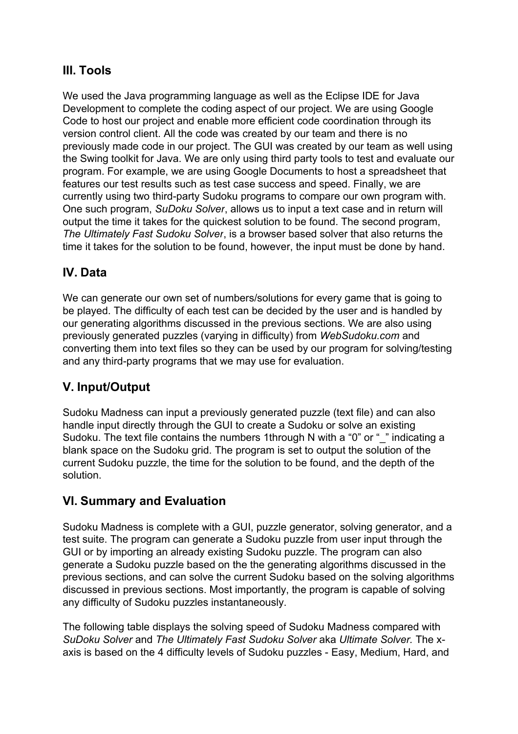## III. Tools

We used the Java programming language as well as the Eclipse IDE for Java Development to complete the coding aspect of our project. We are using Google Code to host our project and enable more efficient code coordination through its version control client. All the code was created by our team and there is no previously made code in our project. The GUI was created by our team as well using the Swing toolkit for Java. We are only using third party tools to test and evaluate our program. For example, we are using Google Documents to host a spreadsheet that features our test results such as test case success and speed. Finally, we are currently using two third-party Sudoku programs to compare our own program with. One such program, *SuDoku Solver*, allows us to input a text case and in return will output the time it takes for the quickest solution to be found. The second program, *The Ultimately Fast Sudoku Solver*, is a browser based solver that also returns the time it takes for the solution to be found, however, the input must be done by hand.

## IV. Data

We can generate our own set of numbers/solutions for every game that is going to be played. The difficulty of each test can be decided by the user and is handled by our generating algorithms discussed in the previous sections. We are also using previously generated puzzles (varying in difficulty) from *WebSudoku.com* and converting them into text files so they can be used by our program for solving/testing and any third-party programs that we may use for evaluation.

## V. Input/Output

Sudoku Madness can input a previously generated puzzle (text file) and can also handle input directly through the GUI to create a Sudoku or solve an existing Sudoku. The text file contains the numbers 1through N with a “0” or “_” indicating a blank space on the Sudoku grid. The program is set to output the solution of the current Sudoku puzzle, the time for the solution to be found, and the depth of the solution.

## VI. Summary and Evaluation

Sudoku Madness is complete with a GUI, puzzle generator, solving generator, and a test suite. The program can generate a Sudoku puzzle from user input through the GUI or by importing an already existing Sudoku puzzle. The program can also generate a Sudoku puzzle based on the the generating algorithms discussed in the previous sections, and can solve the current Sudoku based on the solving algorithms discussed in previous sections. Most importantly, the program is capable of solving any difficulty of Sudoku puzzles instantaneously.

The following table displays the solving speed of Sudoku Madness compared with *SuDoku Solver* and *The Ultimately Fast Sudoku Solver* aka *Ultimate Solver*. The x-axis is based on the 4 difficulty levels of Sudoku puzzles - Easy, Medium, Hard, and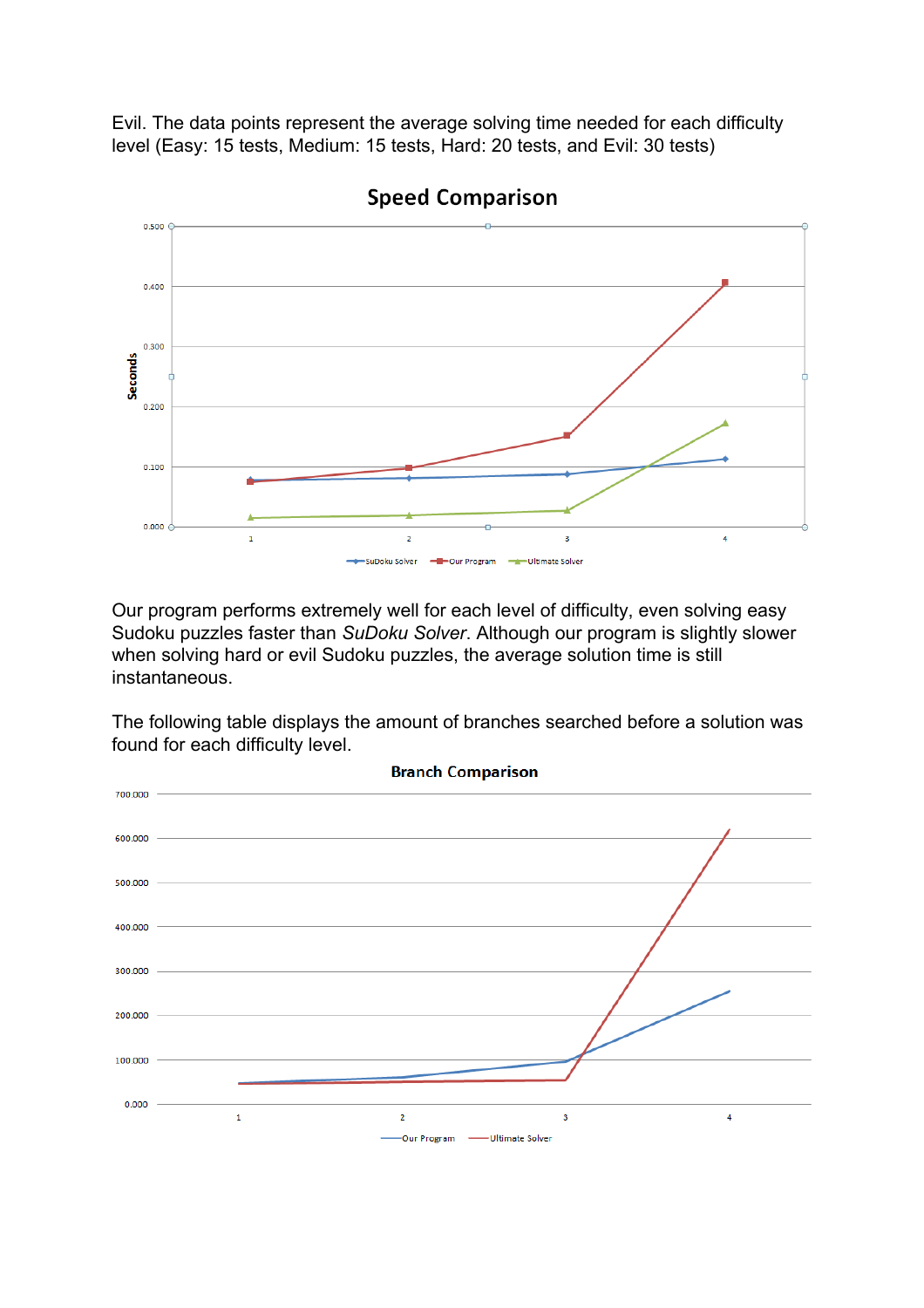Evil. The data points represent the average solving time needed for each difficulty level (Easy: 15 tests, Medium: 15 tests, Hard: 20 tests, and Evil: 30 tests)

Our program performs extremely well for each level of difficulty, even solving easy Sudoku puzzles faster than *SuDoku Solver*. Although our program is slightly slower when solving hard or evil Sudoku puzzles, the average solution time is still instantaneous.

The following table displays the amount of branches searched before a solution was found for each difficulty level.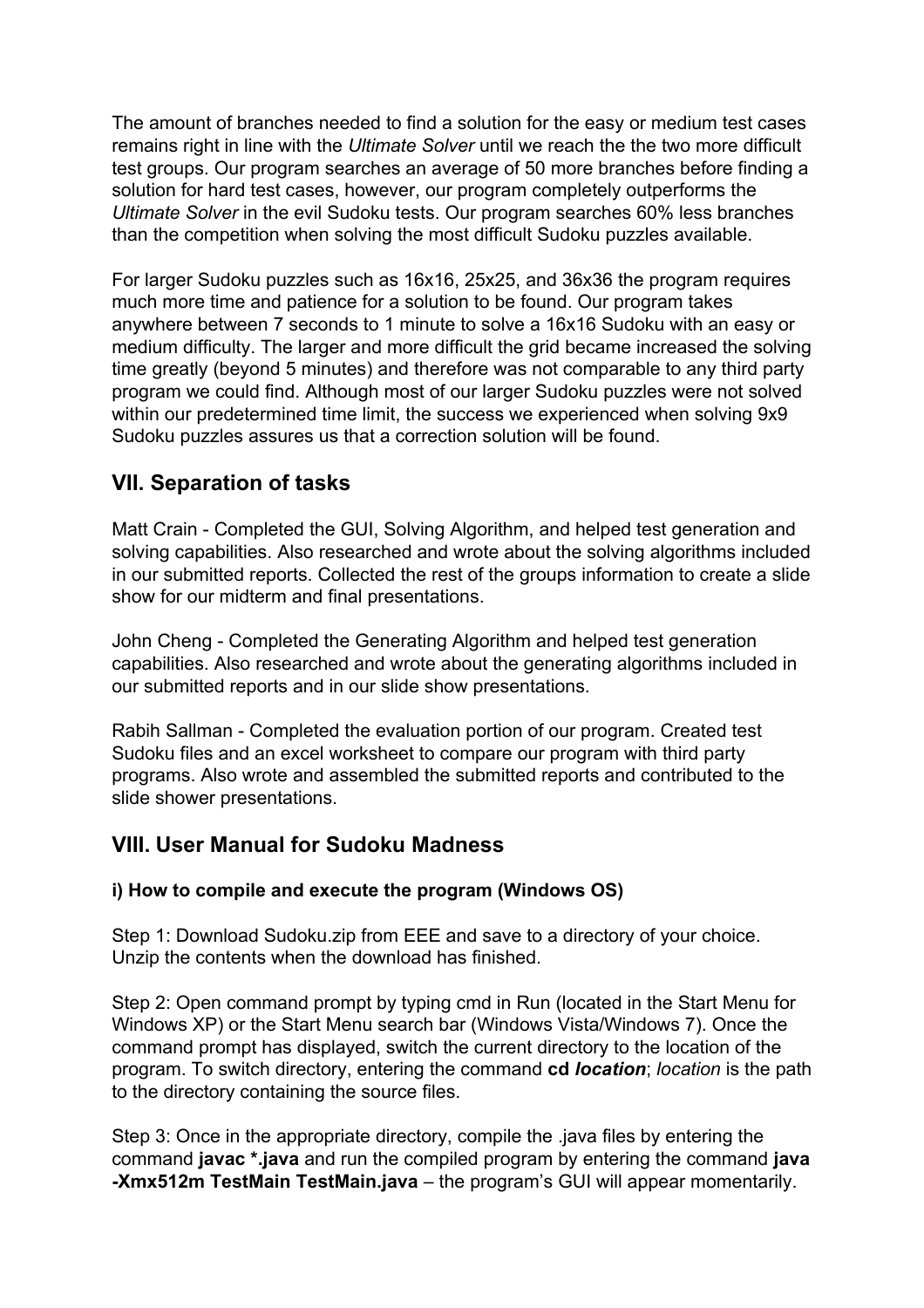The amount of branches needed to find a solution for the easy or medium test cases remains right in line with the *Ultimate Solver* until we reach the the two more difficult test groups. Our program searches an average of 50 more branches before finding a solution for hard test cases, however, our program completely outperforms the *Ultimate Solver* in the evil Sudoku tests. Our program searches 60% less branches than the competition when solving the most difficult Sudoku puzzles available.

For larger Sudoku puzzles such as 16x16, 25x25, and 36x36 the program requires much more time and patience for a solution to be found. Our program takes anywhere between 7 seconds to 1 minute to solve a 16x16 Sudoku with an easy or medium difficulty. The larger and more difficult the grid became increased the solving time greatly (beyond 5 minutes) and therefore was not comparable to any third party program we could find. Although most of our larger Sudoku puzzles were not solved within our predetermined time limit, the success we experienced when solving 9x9 Sudoku puzzles assures us that a correction solution will be found.

## VII. Separation of tasks

Matt Crain - Completed the GUI, Solving Algorithm, and helped test generation and solving capabilities. Also researched and wrote about the solving algorithms included in our submitted reports. Collected the rest of the groups information to create a slide show for our midterm and final presentations.

John Cheng - Completed the Generating Algorithm and helped test generation capabilities. Also researched and wrote about the generating algorithms included in our submitted reports and in our slide show presentations.

Rabih Sallman - Completed the evaluation portion of our program. Created test Sudoku files and an excel worksheet to compare our program with third party programs. Also wrote and assembled the submitted reports and contributed to the slide shower presentations.

## VIII. User Manual for Sudoku Madness

### i) How to compile and execute the program (Windows OS)

Step 1: Download Sudoku.zip from EEE and save to a directory of your choice. Unzip the contents when the download has finished.

Step 2: Open command prompt by typing cmd in Run (located in the Start Menu for Windows XP) or the Start Menu search bar (Windows Vista/Windows 7). Once the command prompt has displayed, switch the current directory to the location of the program. To switch directory, entering the command **cd *location***; *location* is the path to the directory containing the source files.

Step 3: Once in the appropriate directory, compile the .java files by entering the command **javac *.java** and run the compiled program by entering the command **java -Xmx512m TestMain TestMain.java** – the program's GUI will appear momentarily.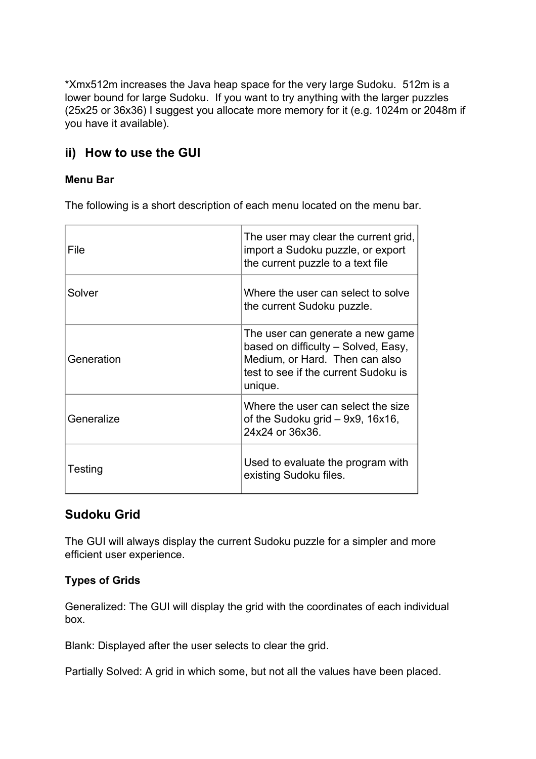*Xmx512m increases the Java heap space for the very large Sudoku. 512m is a lower bound for large Sudoku. If you want to try anything with the larger puzzles (25x25 or 36x36) I suggest you allocate more memory for it (e.g. 1024m or 2048m if you have it available).

## ii) How to use the GUI

### Menu Bar

The following is a short description of each menu located on the menu bar.

| | |
|---|---|
| File | The user may clear the current grid, import a Sudoku puzzle, or export the current puzzle to a text file |
| Solver | Where the user can select to solve the current Sudoku puzzle. |
| Generation | The user can generate a new game based on difficulty – Solved, Easy, Medium, or Hard. Then can also test to see if the current Sudoku is unique. |
| Generalize | Where the user can select the size of the Sudoku grid – 9x9, 16x16, 24x24 or 36x36. |
| Testing | Used to evaluate the program with existing Sudoku files. |

## Sudoku Grid

The GUI will always display the current Sudoku puzzle for a simpler and more efficient user experience.

### Types of Grids

Generalized: The GUI will display the grid with the coordinates of each individual box.

Blank: Displayed after the user selects to clear the grid.

Partially Solved: A grid in which some, but not all the values have been placed.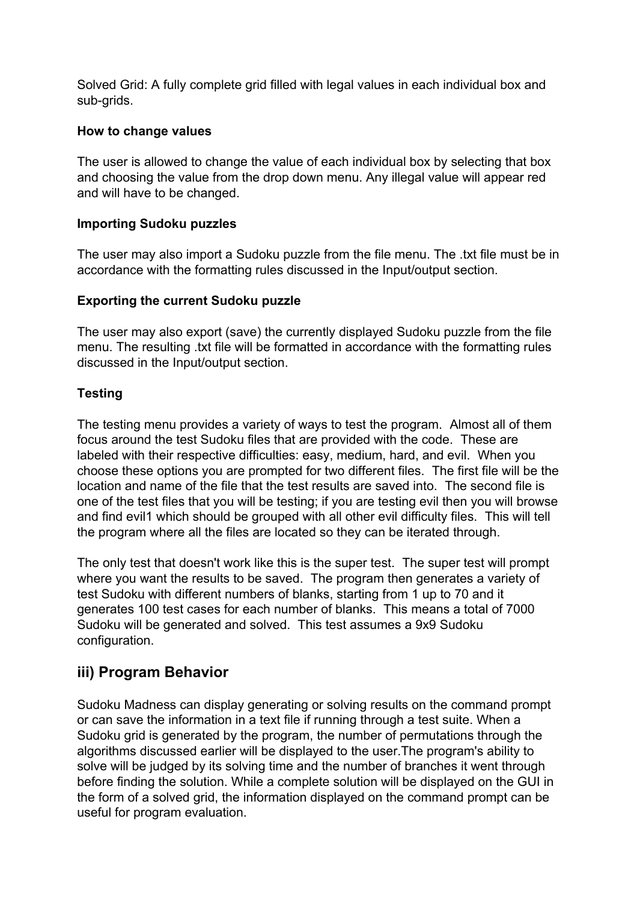Solved Grid: A fully complete grid filled with legal values in each individual box and sub-grids.

**How to change values**

The user is allowed to change the value of each individual box by selecting that box and choosing the value from the drop down menu. Any illegal value will appear red and will have to be changed.

**Importing Sudoku puzzles**

The user may also import a Sudoku puzzle from the file menu. The .txt file must be in accordance with the formatting rules discussed in the Input/output section.

**Exporting the current Sudoku puzzle**

The user may also export (save) the currently displayed Sudoku puzzle from the file menu. The resulting .txt file will be formatted in accordance with the formatting rules discussed in the Input/output section.

**Testing**

The testing menu provides a variety of ways to test the program. Almost all of them focus around the test Sudoku files that are provided with the code. These are labeled with their respective difficulties: easy, medium, hard, and evil. When you choose these options you are prompted for two different files. The first file will be the location and name of the file that the test results are saved into. The second file is one of the test files that you will be testing; if you are testing evil then you will browse and find evil1 which should be grouped with all other evil difficulty files. This will tell the program where all the files are located so they can be iterated through.

The only test that doesn't work like this is the super test. The super test will prompt where you want the results to be saved. The program then generates a variety of test Sudoku with different numbers of blanks, starting from 1 up to 70 and it generates 100 test cases for each number of blanks. This means a total of 7000 Sudoku will be generated and solved. This test assumes a 9x9 Sudoku configuration.

## iii) Program Behavior

Sudoku Madness can display generating or solving results on the command prompt or can save the information in a text file if running through a test suite. When a Sudoku grid is generated by the program, the number of permutations through the algorithms discussed earlier will be displayed to the user.The program's ability to solve will be judged by its solving time and the number of branches it went through before finding the solution. While a complete solution will be displayed on the GUI in the form of a solved grid, the information displayed on the command prompt can be useful for program evaluation.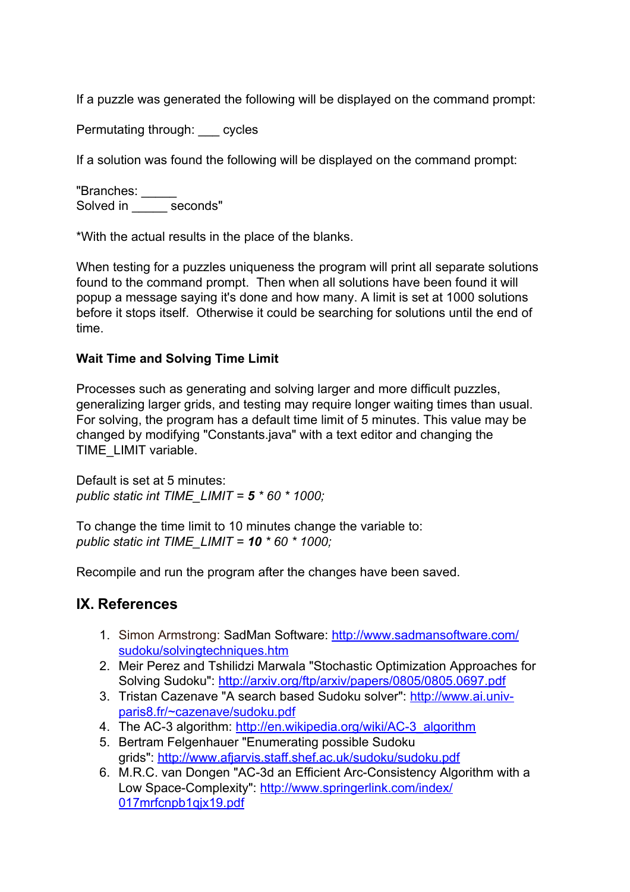If a puzzle was generated the following will be displayed on the command prompt:

Permutating through: ___ cycles

If a solution was found the following will be displayed on the command prompt:

"Branches: _____
Solved in _____ seconds"

*With the actual results in the place of the blanks.

When testing for a puzzles uniqueness the program will print all separate solutions found to the command prompt. Then when all solutions have been found it will popup a message saying it's done and how many. A limit is set at 1000 solutions before it stops itself. Otherwise it could be searching for solutions until the end of time.

**Wait Time and Solving Time Limit**

Processes such as generating and solving larger and more difficult puzzles, generalizing larger grids, and testing may require longer waiting times than usual. For solving, the program has a default time limit of 5 minutes. This value may be changed by modifying "Constants.java" with a text editor and changing the TIME_LIMIT variable.

Default is set at 5 minutes:
*public static int TIME_LIMIT = **5** * 60 * 1000;*

To change the time limit to 10 minutes change the variable to:
*public static int TIME_LIMIT = **10** * 60 * 1000;*

Recompile and run the program after the changes have been saved.

## IX. References

1. Simon Armstrong: SadMan Software: http://www.sadmansoftware.com/sudoku/solvingtechniques.htm
2. Meir Perez and Tshilidzi Marwala "Stochastic Optimization Approaches for Solving Sudoku": http://arxiv.org/ftp/arxiv/papers/0805/0805.0697.pdf
3. Tristan Cazenave "A search based Sudoku solver": http://www.ai.univ-paris8.fr/~cazenave/sudoku.pdf
4. The AC-3 algorithm: http://en.wikipedia.org/wiki/AC-3_algorithm
5. Bertram Felgenhauer "Enumerating possible Sudoku grids": http://www.afjarvis.staff.shef.ac.uk/sudoku/sudoku.pdf
6. M.R.C. van Dongen "AC-3d an Efficient Arc-Consistency Algorithm with a Low Space-Complexity": http://www.springerlink.com/index/017mrfcnpb1qjx19.pdf